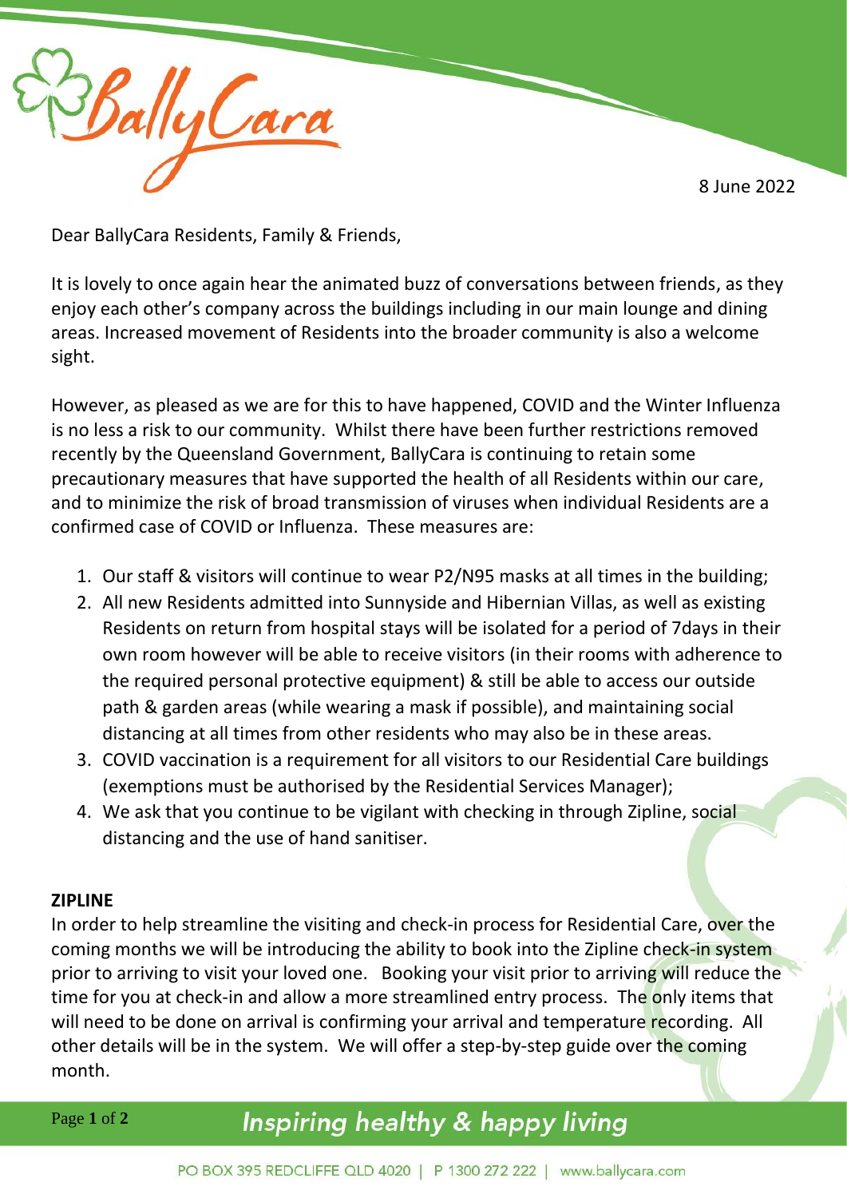8 June 2022

Dear BallyCara Residents, Family & Friends,

It is lovely to once again hear the animated buzz of conversations between friends, as they enjoy each other's company across the buildings including in our main lounge and dining areas. Increased movement of Residents into the broader community is also a welcome sight.

However, as pleased as we are for this to have happened, COVID and the Winter Influenza is no less a risk to our community. Whilst there have been further restrictions removed recently by the Queensland Government, BallyCara is continuing to retain some precautionary measures that have supported the health of all Residents within our care, and to minimize the risk of broad transmission of viruses when individual Residents are a confirmed case of COVID or Influenza. These measures are:

1. Our staff & visitors will continue to wear P2/N95 masks at all times in the building;
2. All new Residents admitted into Sunnyside and Hibernian Villas, as well as existing Residents on return from hospital stays will be isolated for a period of 7days in their own room however will be able to receive visitors (in their rooms with adherence to the required personal protective equipment) & still be able to access our outside path & garden areas (while wearing a mask if possible), and maintaining social distancing at all times from other residents who may also be in these areas.
3. COVID vaccination is a requirement for all visitors to our Residential Care buildings (exemptions must be authorised by the Residential Services Manager);
4. We ask that you continue to be vigilant with checking in through Zipline, social distancing and the use of hand sanitiser.

**ZIPLINE**

In order to help streamline the visiting and check-in process for Residential Care, over the coming months we will be introducing the ability to book into the Zipline check-in system prior to arriving to visit your loved one. Booking your visit prior to arriving will reduce the time for you at check-in and allow a more streamlined entry process. The only items that will need to be done on arrival is confirming your arrival and temperature recording. All other details will be in the system. We will offer a step-by-step guide over the coming month.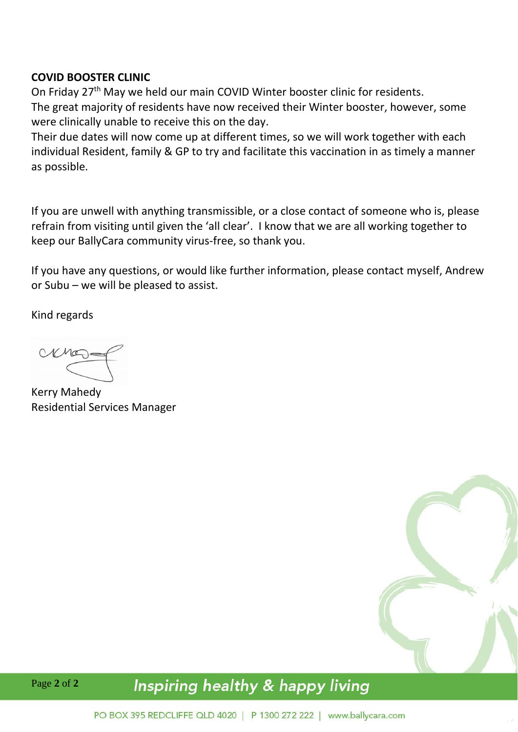**COVID BOOSTER CLINIC**

On Friday 27th May we held our main COVID Winter booster clinic for residents.
The great majority of residents have now received their Winter booster, however, some were clinically unable to receive this on the day.
Their due dates will now come up at different times, so we will work together with each individual Resident, family & GP to try and facilitate this vaccination in as timely a manner as possible.

If you are unwell with anything transmissible, or a close contact of someone who is, please refrain from visiting until given the 'all clear'. I know that we are all working together to keep our BallyCara community virus-free, so thank you.

If you have any questions, or would like further information, please contact myself, Andrew or Subu – we will be pleased to assist.

Kind regards

Kerry Mahedy
Residential Services Manager

*Inspiring healthy & happy living*

PO BOX 395 REDCLIFFE QLD 4020 | P 1300 272 222 | www.ballycara.com